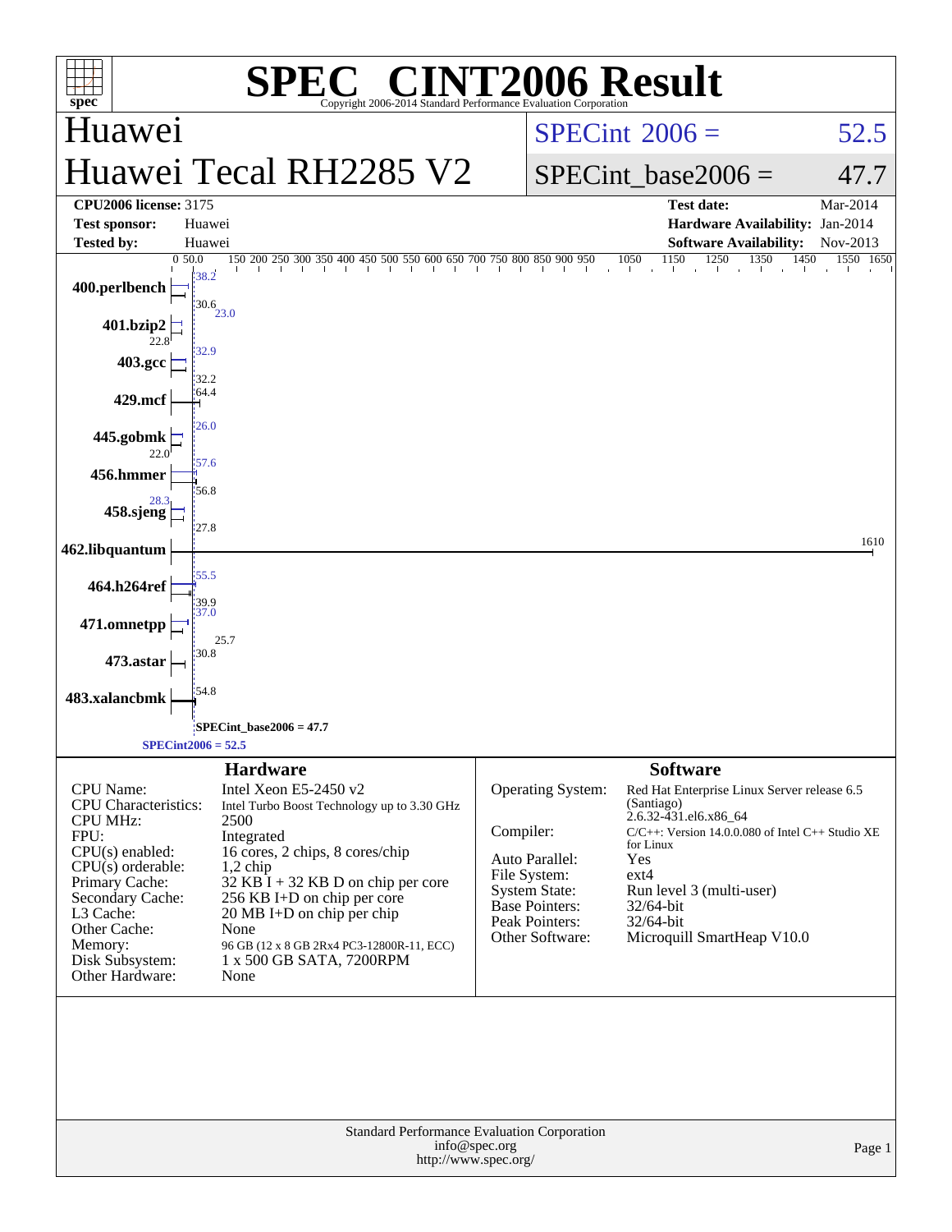# SPEC® CINT2006 Result

Copyright 2006-2014 Standard Performance Evaluation Corporation

## Huawei

## Huawei Tecal RH2285 V2

**SPECint 2006 = 52.5**

**SPECint_base2006 = 47.7**

| | | | |
|---|---|---|---|
| **CPU2006 license:** 3175 | | **Test date:** | Mar-2014 |
| **Test sponsor:** | Huawei | **Hardware Availability:** | Jan-2014 |
| **Tested by:** | Huawei | **Software Availability:** | Nov-2013 |

| Benchmark | Peak | Base |
|---|---|---|
| 400.perlbench | 38.2 | 30.6 |
| 401.bzip2 | 23.0 | 22.8 |
| 403.gcc | 32.9 | 32.2 |
| 429.mcf | 64.4 | |
| 445.gobmk | 26.0 | 22.0 |
| 456.hmmer | 57.6 | 56.8 |
| 458.sjeng | 28.3 | 27.8 |
| 462.libquantum | 1610 | |
| 464.h264ref | 55.5 | 39.9 |
| 471.omnetpp | 37.0 | 25.7 |
| 473.astar | 30.8 | |
| 483.xalancbmk | 54.8 | |

SPECint_base2006 = 47.7

SPECint2006 = 52.5

### Hardware

| | |
|---|---|
| CPU Name: | Intel Xeon E5-2450 v2 |
| CPU Characteristics: | Intel Turbo Boost Technology up to 3.30 GHz |
| CPU MHz: | 2500 |
| FPU: | Integrated |
| CPU(s) enabled: | 16 cores, 2 chips, 8 cores/chip |
| CPU(s) orderable: | 1,2 chip |
| Primary Cache: | 32 KB I + 32 KB D on chip per core |
| Secondary Cache: | 256 KB I+D on chip per core |
| L3 Cache: | 20 MB I+D on chip per chip |
| Other Cache: | None |
| Memory: | 96 GB (12 x 8 GB 2Rx4 PC3-12800R-11, ECC) |
| Disk Subsystem: | 1 x 500 GB SATA, 7200RPM |
| Other Hardware: | None |

### Software

| | |
|---|---|
| Operating System: | Red Hat Enterprise Linux Server release 6.5 (Santiago) 2.6.32-431.el6.x86_64 |
| Compiler: | C/C++: Version 14.0.0.080 of Intel C++ Studio XE for Linux |
| Auto Parallel: | Yes |
| File System: | ext4 |
| System State: | Run level 3 (multi-user) |
| Base Pointers: | 32/64-bit |
| Peak Pointers: | 32/64-bit |
| Other Software: | Microquill SmartHeap V10.0 |

Standard Performance Evaluation Corporation
info@spec.org
http://www.spec.org/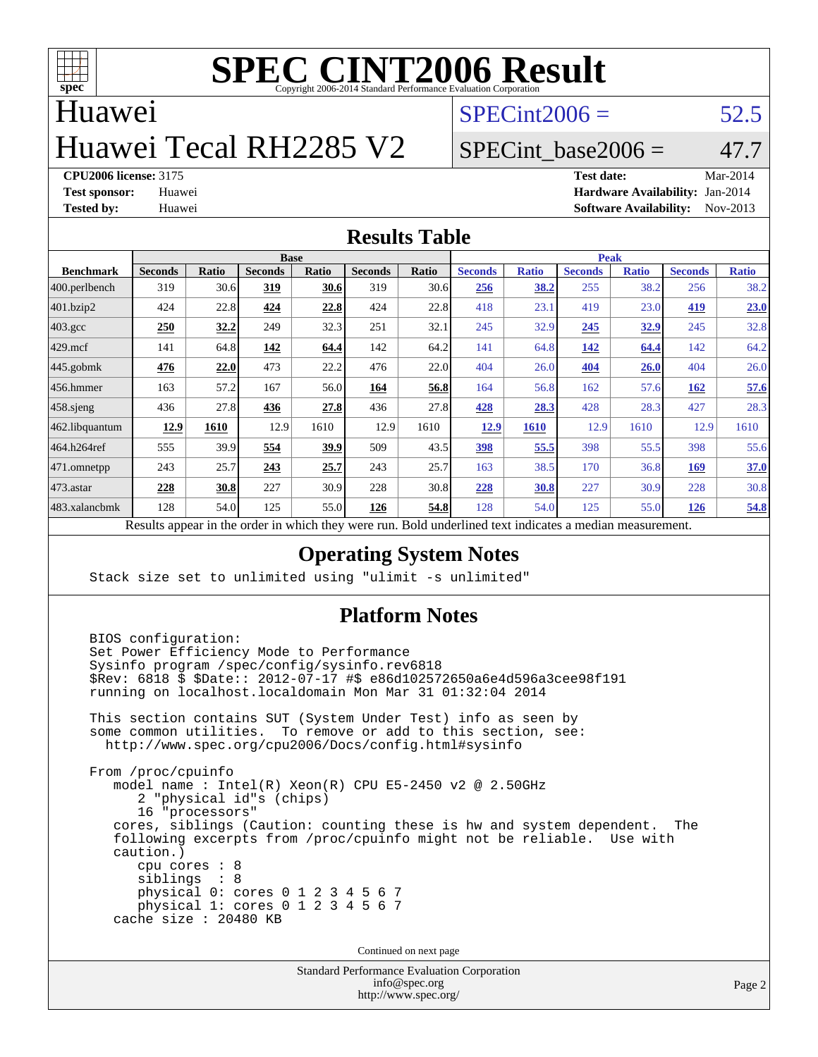# SPEC CINT2006 Result

Copyright 2006-2014 Standard Performance Evaluation Corporation

## Huawei
## Huawei Tecal RH2285 V2

SPECint2006 = 52.5

SPECint_base2006 = 47.7

**CPU2006 license:** 3175
**Test sponsor:** Huawei
**Tested by:** Huawei

**Test date:** Mar-2014
**Hardware Availability:** Jan-2014
**Software Availability:** Nov-2013

## Results Table

| Benchmark | Base | | | | | | Peak | | | | | |
|---|---|---|---|---|---|---|---|---|---|---|---|---|
| | Seconds | Ratio | Seconds | Ratio | Seconds | Ratio | Seconds | Ratio | Seconds | Ratio | Seconds | Ratio |
| 400.perlbench | 319 | 30.6 | **319** | **30.6** | 319 | 30.6 | **256** | **38.2** | 255 | 38.2 | 256 | 38.2 |
| 401.bzip2 | 424 | 22.8 | **424** | **22.8** | 424 | 22.8 | 418 | 23.1 | 419 | 23.0 | **419** | **23.0** |
| 403.gcc | **250** | **32.2** | 249 | 32.3 | 251 | 32.1 | 245 | 32.9 | **245** | **32.9** | 245 | 32.8 |
| 429.mcf | 141 | 64.8 | **142** | **64.4** | 142 | 64.2 | 141 | 64.8 | **142** | **64.4** | 142 | 64.2 |
| 445.gobmk | **476** | **22.0** | 473 | 22.2 | 476 | 22.0 | 404 | 26.0 | **404** | **26.0** | 404 | 26.0 |
| 456.hmmer | 163 | 57.2 | 167 | 56.0 | **164** | **56.8** | 164 | 56.8 | 162 | 57.6 | **162** | **57.6** |
| 458.sjeng | 436 | 27.8 | **436** | **27.8** | 436 | 27.8 | **428** | **28.3** | 428 | 28.3 | 427 | 28.3 |
| 462.libquantum | **12.9** | **1610** | 12.9 | 1610 | 12.9 | 1610 | **12.9** | **1610** | 12.9 | 1610 | 12.9 | 1610 |
| 464.h264ref | 555 | 39.9 | **554** | **39.9** | 509 | 43.5 | **398** | **55.5** | 398 | 55.5 | 398 | 55.6 |
| 471.omnetpp | 243 | 25.7 | **243** | **25.7** | 243 | 25.7 | 163 | 38.5 | 170 | 36.8 | **169** | **37.0** |
| 473.astar | **228** | **30.8** | 227 | 30.9 | 228 | 30.8 | **228** | **30.8** | 227 | 30.9 | 228 | 30.8 |
| 483.xalancbmk | 128 | 54.0 | 125 | 55.0 | **126** | **54.8** | 128 | 54.0 | 125 | 55.0 | **126** | **54.8** |

Results appear in the order in which they were run. Bold underlined text indicates a median measurement.

## Operating System Notes

```
Stack size set to unlimited using "ulimit -s unlimited"
```

## Platform Notes

```
BIOS configuration:
Set Power Efficiency Mode to Performance
Sysinfo program /spec/config/sysinfo.rev6818
$Rev: 6818 $ $Date:: 2012-07-17 #$ e86d102572650a6e4d596a3cee98f191
running on localhost.localdomain Mon Mar 31 01:32:04 2014

This section contains SUT (System Under Test) info as seen by
some common utilities.  To remove or add to this section, see:
  http://www.spec.org/cpu2006/Docs/config.html#sysinfo

From /proc/cpuinfo
   model name : Intel(R) Xeon(R) CPU E5-2450 v2 @ 2.50GHz
      2 "physical id"s (chips)
      16 "processors"
   cores, siblings (Caution: counting these is hw and system dependent.  The
   following excerpts from /proc/cpuinfo might not be reliable.  Use with
   caution.)
      cpu cores : 8
      siblings  : 8
      physical 0: cores 0 1 2 3 4 5 6 7
      physical 1: cores 0 1 2 3 4 5 6 7
   cache size : 20480 KB
```

Continued on next page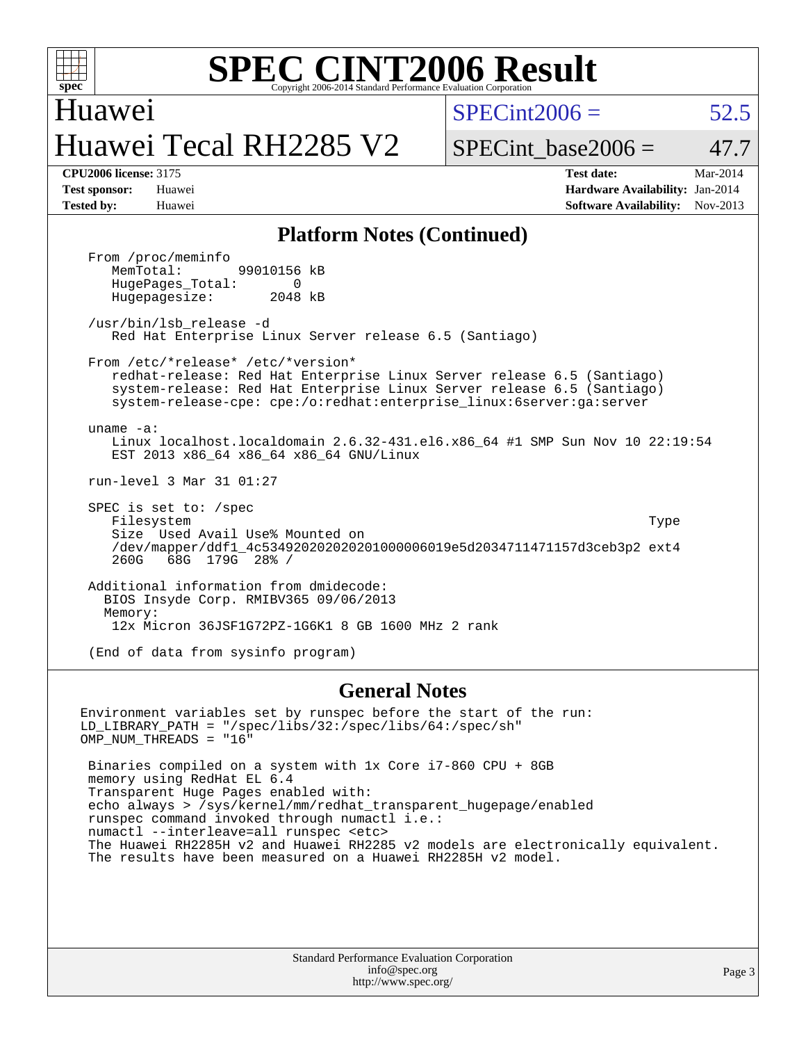# SPEC CINT2006 Result

Copyright 2006-2014 Standard Performance Evaluation Corporation

## Huawei
## Huawei Tecal RH2285 V2

SPECint2006 = 52.5

SPECint_base2006 = 47.7

**CPU2006 license:** 3175
**Test sponsor:** Huawei
**Tested by:** Huawei

**Test date:** Mar-2014
**Hardware Availability:** Jan-2014
**Software Availability:** Nov-2013

## Platform Notes (Continued)

```
From /proc/meminfo
   MemTotal:        99010156 kB
   HugePages_Total:        0
   Hugepagesize:        2048 kB

/usr/bin/lsb_release -d
   Red Hat Enterprise Linux Server release 6.5 (Santiago)

From /etc/*release* /etc/*version*
   redhat-release: Red Hat Enterprise Linux Server release 6.5 (Santiago)
   system-release: Red Hat Enterprise Linux Server release 6.5 (Santiago)
   system-release-cpe: cpe:/o:redhat:enterprise_linux:6server:ga:server

uname -a:
   Linux localhost.localdomain 2.6.32-431.el6.x86_64 #1 SMP Sun Nov 10 22:19:54
   EST 2013 x86_64 x86_64 x86_64 GNU/Linux

run-level 3 Mar 31 01:27

SPEC is set to: /spec
   Filesystem                                                               Type
   Size  Used Avail Use% Mounted on
   /dev/mapper/ddf1_4c534920202020201000006019e5d2034711471157d3ceb3p2 ext4
   260G   68G  179G  28% /

Additional information from dmidecode:
  BIOS Insyde Corp. RMIBV365 09/06/2013
  Memory:
   12x Micron 36JSF1G72PZ-1G6K1 8 GB 1600 MHz 2 rank

(End of data from sysinfo program)
```

## General Notes

```
Environment variables set by runspec before the start of the run:
LD_LIBRARY_PATH = "/spec/libs/32:/spec/libs/64:/spec/sh"
OMP_NUM_THREADS = "16"

 Binaries compiled on a system with 1x Core i7-860 CPU + 8GB
 memory using RedHat EL 6.4
 Transparent Huge Pages enabled with:
 echo always > /sys/kernel/mm/redhat_transparent_hugepage/enabled
 runspec command invoked through numactl i.e.:
 numactl --interleave=all runspec <etc>
 The Huawei RH2285H v2 and Huawei RH2285 v2 models are electronically equivalent.
 The results have been measured on a Huawei RH2285H v2 model.
```

Standard Performance Evaluation Corporation
info@spec.org
http://www.spec.org/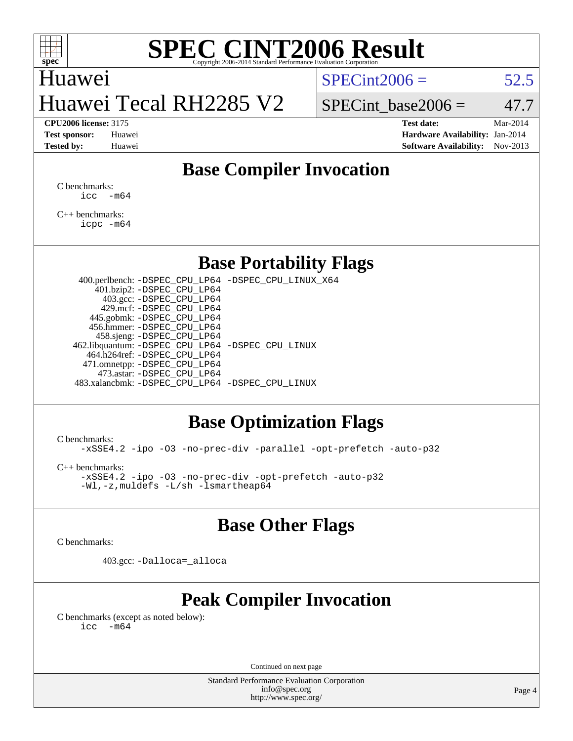# SPEC CINT2006 Result

Copyright 2006-2014 Standard Performance Evaluation Corporation

Huawei

Huawei Tecal RH2285 V2

SPECint2006 = 52.5

SPECint_base2006 = 47.7

**CPU2006 license:** 3175
**Test sponsor:** Huawei
**Tested by:** Huawei

**Test date:** Mar-2014
**Hardware Availability:** Jan-2014
**Software Availability:** Nov-2013

## Base Compiler Invocation

C benchmarks:
```
icc  -m64
```

C++ benchmarks:
```
icpc -m64
```

## Base Portability Flags

| | |
|---|---|
| 400.perlbench: | -DSPEC_CPU_LP64 -DSPEC_CPU_LINUX_X64 |
| 401.bzip2: | -DSPEC_CPU_LP64 |
| 403.gcc: | -DSPEC_CPU_LP64 |
| 429.mcf: | -DSPEC_CPU_LP64 |
| 445.gobmk: | -DSPEC_CPU_LP64 |
| 456.hmmer: | -DSPEC_CPU_LP64 |
| 458.sjeng: | -DSPEC_CPU_LP64 |
| 462.libquantum: | -DSPEC_CPU_LP64 -DSPEC_CPU_LINUX |
| 464.h264ref: | -DSPEC_CPU_LP64 |
| 471.omnetpp: | -DSPEC_CPU_LP64 |
| 473.astar: | -DSPEC_CPU_LP64 |
| 483.xalancbmk: | -DSPEC_CPU_LP64 -DSPEC_CPU_LINUX |

## Base Optimization Flags

C benchmarks:
```
-xSSE4.2 -ipo -O3 -no-prec-div -parallel -opt-prefetch -auto-p32
```

C++ benchmarks:
```
-xSSE4.2 -ipo -O3 -no-prec-div -opt-prefetch -auto-p32
-Wl,-z,muldefs -L/sh -lsmartheap64
```

## Base Other Flags

C benchmarks:

403.gcc: `-Dalloca=_alloca`

## Peak Compiler Invocation

C benchmarks (except as noted below):
```
icc  -m64
```

Continued on next page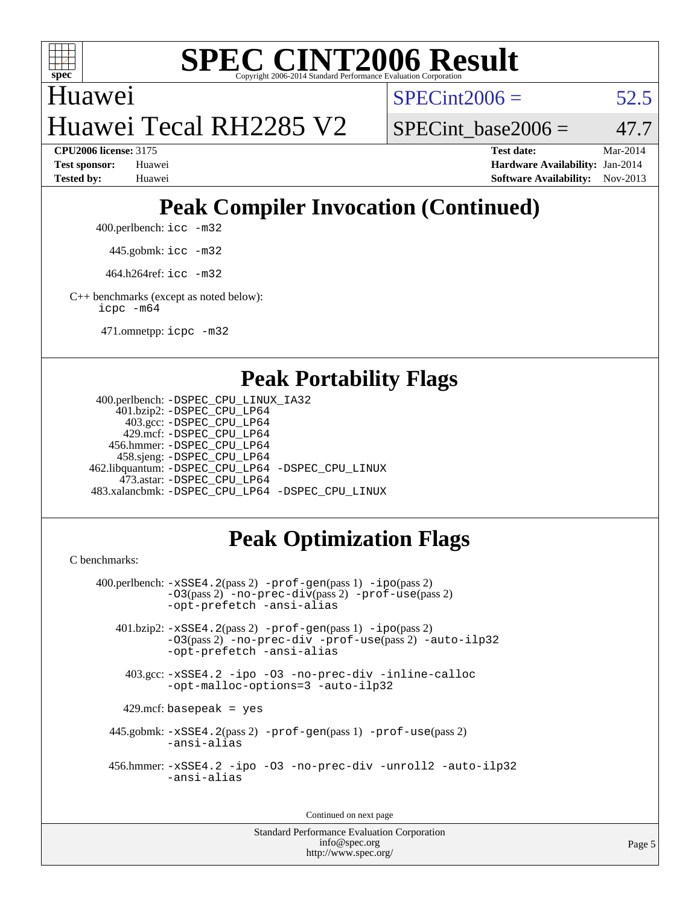# Huawei

# Huawei Tecal RH2285 V2

SPECint2006 = 52.5

SPECint_base2006 = 47.7

**CPU2006 license:** 3175
**Test sponsor:** Huawei
**Tested by:** Huawei

**Test date:** Mar-2014
**Hardware Availability:** Jan-2014
**Software Availability:** Nov-2013

## Peak Compiler Invocation (Continued)

400.perlbench: `icc -m32`

445.gobmk: `icc -m32`

464.h264ref: `icc -m32`

C++ benchmarks (except as noted below):
`icpc -m64`

471.omnetpp: `icpc -m32`

## Peak Portability Flags

400.perlbench: `-DSPEC_CPU_LINUX_IA32`
401.bzip2: `-DSPEC_CPU_LP64`
403.gcc: `-DSPEC_CPU_LP64`
429.mcf: `-DSPEC_CPU_LP64`
456.hmmer: `-DSPEC_CPU_LP64`
458.sjeng: `-DSPEC_CPU_LP64`
462.libquantum: `-DSPEC_CPU_LP64 -DSPEC_CPU_LINUX`
473.astar: `-DSPEC_CPU_LP64`
483.xalancbmk: `-DSPEC_CPU_LP64 -DSPEC_CPU_LINUX`

## Peak Optimization Flags

C benchmarks:

400.perlbench: `-xSSE4.2`(pass 2) `-prof-gen`(pass 1) `-ipo`(pass 2) `-O3`(pass 2) `-no-prec-div`(pass 2) `-prof-use`(pass 2) `-opt-prefetch -ansi-alias`

401.bzip2: `-xSSE4.2`(pass 2) `-prof-gen`(pass 1) `-ipo`(pass 2) `-O3`(pass 2) `-no-prec-div -prof-use`(pass 2) `-auto-ilp32 -opt-prefetch -ansi-alias`

403.gcc: `-xSSE4.2 -ipo -O3 -no-prec-div -inline-calloc -opt-malloc-options=3 -auto-ilp32`

429.mcf: `basepeak = yes`

445.gobmk: `-xSSE4.2`(pass 2) `-prof-gen`(pass 1) `-prof-use`(pass 2) `-ansi-alias`

456.hmmer: `-xSSE4.2 -ipo -O3 -no-prec-div -unroll2 -auto-ilp32 -ansi-alias`

Continued on next page

Standard Performance Evaluation Corporation
info@spec.org
http://www.spec.org/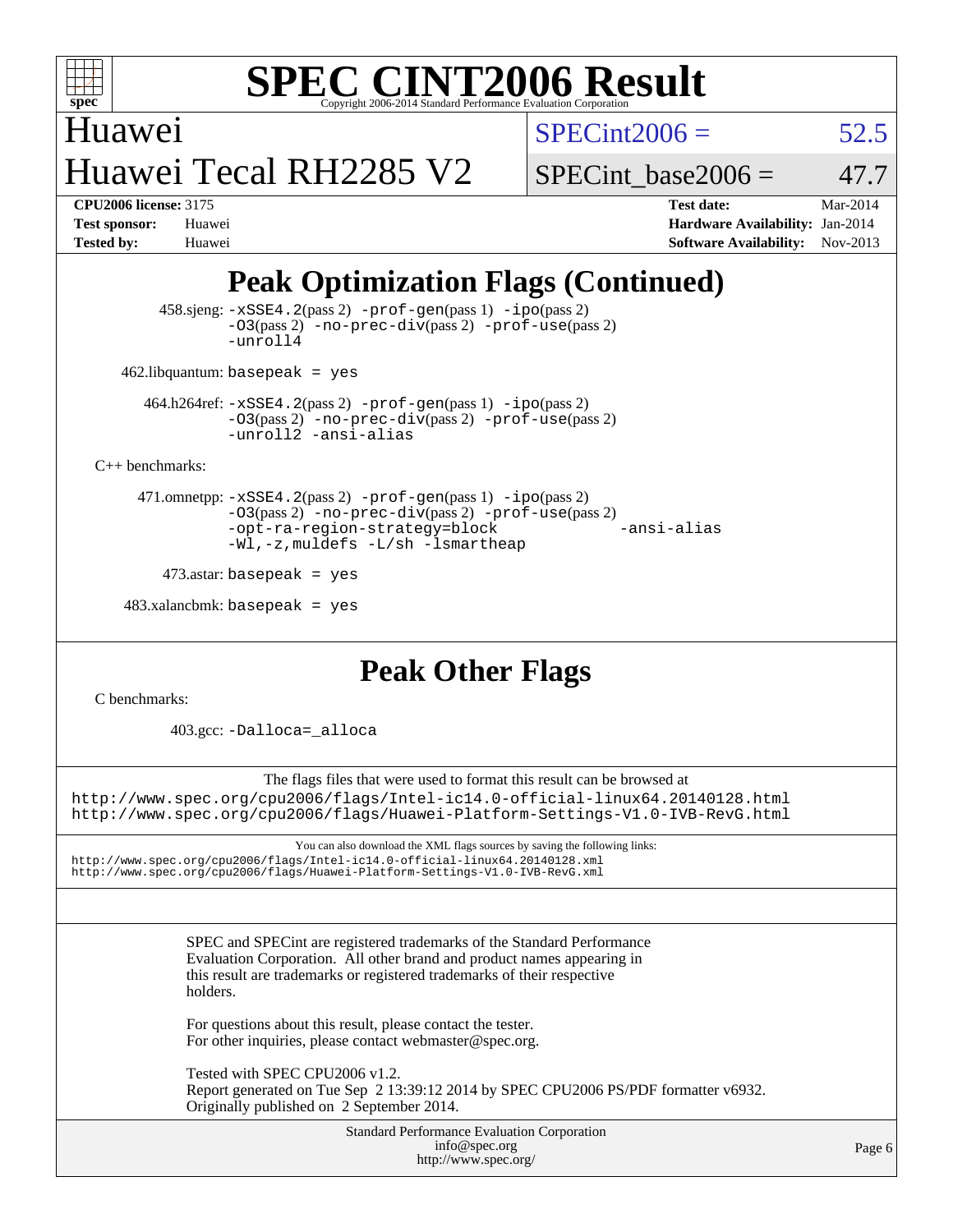# Peak Optimization Flags (Continued)

458.sjeng: -xSSE4.2(pass 2) -prof-gen(pass 1) -ipo(pass 2) -O3(pass 2) -no-prec-div(pass 2) -prof-use(pass 2) -unroll4

462.libquantum: basepeak = yes

464.h264ref: -xSSE4.2(pass 2) -prof-gen(pass 1) -ipo(pass 2) -O3(pass 2) -no-prec-div(pass 2) -prof-use(pass 2) -unroll2 -ansi-alias

C++ benchmarks:

471.omnetpp: -xSSE4.2(pass 2) -prof-gen(pass 1) -ipo(pass 2) -O3(pass 2) -no-prec-div(pass 2) -prof-use(pass 2) -opt-ra-region-strategy=block -ansi-alias -Wl,-z,muldefs -L/sh -lsmartheap

473.astar: basepeak = yes

483.xalancbmk: basepeak = yes

# Peak Other Flags

C benchmarks:

403.gcc: -Dalloca=_alloca

The flags files that were used to format this result can be browsed at
http://www.spec.org/cpu2006/flags/Intel-ic14.0-official-linux64.20140128.html
http://www.spec.org/cpu2006/flags/Huawei-Platform-Settings-V1.0-IVB-RevG.html

You can also download the XML flags sources by saving the following links:
http://www.spec.org/cpu2006/flags/Intel-ic14.0-official-linux64.20140128.xml
http://www.spec.org/cpu2006/flags/Huawei-Platform-Settings-V1.0-IVB-RevG.xml

SPEC and SPECint are registered trademarks of the Standard Performance Evaluation Corporation. All other brand and product names appearing in this result are trademarks or registered trademarks of their respective holders.

For questions about this result, please contact the tester.
For other inquiries, please contact webmaster@spec.org.

Tested with SPEC CPU2006 v1.2.
Report generated on Tue Sep 2 13:39:12 2014 by SPEC CPU2006 PS/PDF formatter v6932.
Originally published on 2 September 2014.